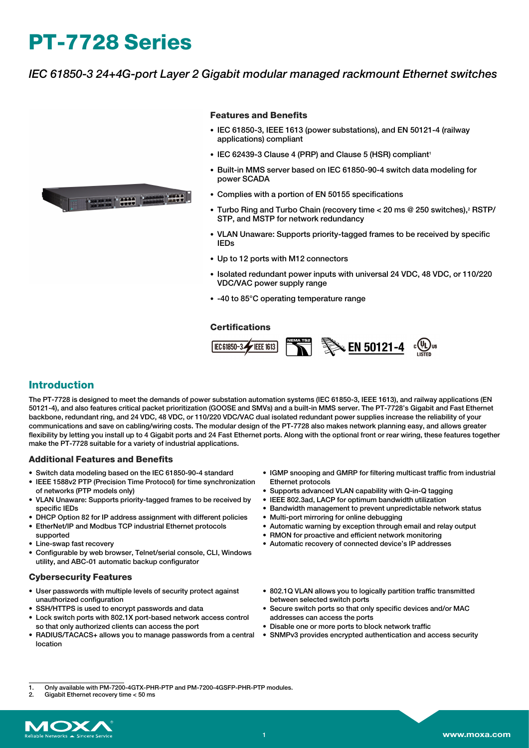# PT-7728 Series

*IEC 61850-3 24+4G-port Layer 2 Gigabit modular managed rackmount Ethernet switches*

### Features and Benefits

- IEC 61850-3, IEEE 1613 (power substations), and EN 50121-4 (railway applications) compliant
- IEC 62439-3 Clause 4 (PRP) and Clause 5 (HSR) compliant[1]
- Built-in MMS server based on IEC 61850-90-4 switch data modeling for power SCADA
- Complies with a portion of EN 50155 specifications
- Turbo Ring and Turbo Chain (recovery time < 20 ms @ 250 switches),[2] RSTP/STP, and MSTP for network redundancy
- VLAN Unaware: Supports priority-tagged frames to be received by specific IEDs
- Up to 12 ports with M12 connectors
- Isolated redundant power inputs with universal 24 VDC, 48 VDC, or 110/220 VDC/VAC power supply range
- -40 to 85°C operating temperature range

### Certifications

## Introduction

The PT-7728 is designed to meet the demands of power substation automation systems (IEC 61850-3, IEEE 1613), and railway applications (EN 50121-4), and also features critical packet prioritization (GOOSE and SMVs) and a built-in MMS server. The PT-7728's Gigabit and Fast Ethernet backbone, redundant ring, and 24 VDC, 48 VDC, or 110/220 VDC/VAC dual isolated redundant power supplies increase the reliability of your communications and save on cabling/wiring costs. The modular design of the PT-7728 also makes network planning easy, and allows greater flexibility by letting you install up to 4 Gigabit ports and 24 Fast Ethernet ports. Along with the optional front or rear wiring, these features together make the PT-7728 suitable for a variety of industrial applications.

### Additional Features and Benefits

- Switch data modeling based on the IEC 61850-90-4 standard
- IEEE 1588v2 PTP (Precision Time Protocol) for time synchronization of networks (PTP models only)
- VLAN Unaware: Supports priority-tagged frames to be received by specific IEDs
- DHCP Option 82 for IP address assignment with different policies
- EtherNet/IP and Modbus TCP industrial Ethernet protocols supported
- Line-swap fast recovery
- Configurable by web browser, Telnet/serial console, CLI, Windows utility, and ABC-01 automatic backup configurator
- IGMP snooping and GMRP for filtering multicast traffic from industrial Ethernet protocols
- Supports advanced VLAN capability with Q-in-Q tagging
- IEEE 802.3ad, LACP for optimum bandwidth utilization
- Bandwidth management to prevent unpredictable network status
- Multi-port mirroring for online debugging
- Automatic warning by exception through email and relay output
- RMON for proactive and efficient network monitoring
- Automatic recovery of connected device's IP addresses

### Cybersecurity Features

- User passwords with multiple levels of security protect against unauthorized configuration
- SSH/HTTPS is used to encrypt passwords and data
- Lock switch ports with 802.1X port-based network access control so that only authorized clients can access the port
- RADIUS/TACACS+ allows you to manage passwords from a central location
- 802.1Q VLAN allows you to logically partition traffic transmitted between selected switch ports
- Secure switch ports so that only specific devices and/or MAC addresses can access the ports
- Disable one or more ports to block network traffic
- SNMPv3 provides encrypted authentication and access security

---

1. Only available with PM-7200-4GTX-PHR-PTP and PM-7200-4GSFP-PHR-PTP modules.
2. Gigabit Ethernet recovery time < 50 ms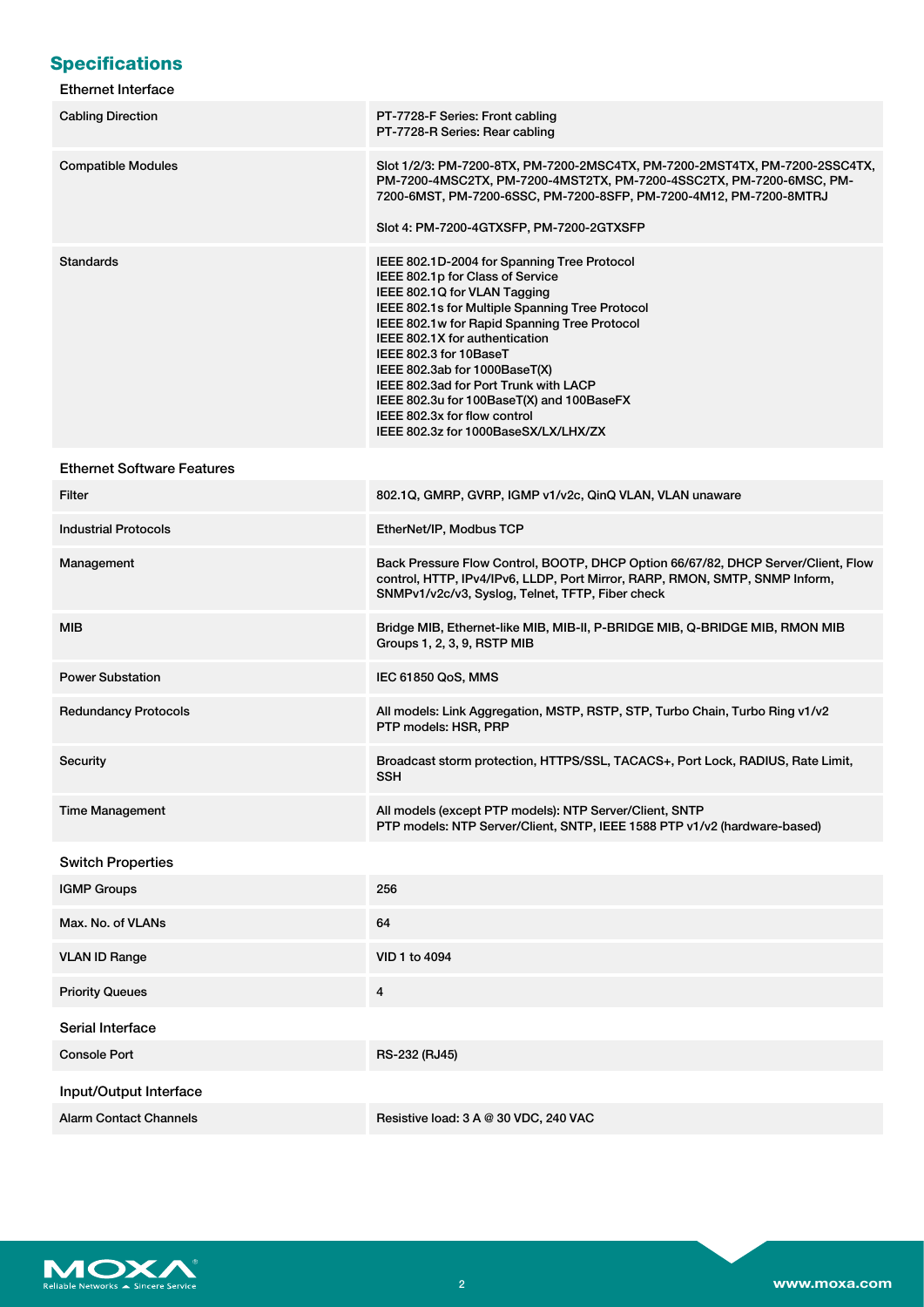## Specifications

### Ethernet Interface

| | |
|---|---|
| Cabling Direction | PT-7728-F Series: Front cabling<br>PT-7728-R Series: Rear cabling |
| Compatible Modules | Slot 1/2/3: PM-7200-8TX, PM-7200-2MSC4TX, PM-7200-2MST4TX, PM-7200-2SSC4TX, PM-7200-4MSC2TX, PM-7200-4MST2TX, PM-7200-4SSC2TX, PM-7200-6MSC, PM-7200-6MST, PM-7200-6SSC, PM-7200-8SFP, PM-7200-4M12, PM-7200-8MTRJ<br><br>Slot 4: PM-7200-4GTXSFP, PM-7200-2GTXSFP |
| Standards | IEEE 802.1D-2004 for Spanning Tree Protocol<br>IEEE 802.1p for Class of Service<br>IEEE 802.1Q for VLAN Tagging<br>IEEE 802.1s for Multiple Spanning Tree Protocol<br>IEEE 802.1w for Rapid Spanning Tree Protocol<br>IEEE 802.1X for authentication<br>IEEE 802.3 for 10BaseT<br>IEEE 802.3ab for 1000BaseT(X)<br>IEEE 802.3ad for Port Trunk with LACP<br>IEEE 802.3u for 100BaseT(X) and 100BaseFX<br>IEEE 802.3x for flow control<br>IEEE 802.3z for 1000BaseSX/LX/LHX/ZX |

### Ethernet Software Features

| | |
|---|---|
| Filter | 802.1Q, GMRP, GVRP, IGMP v1/v2c, QinQ VLAN, VLAN unaware |
| Industrial Protocols | EtherNet/IP, Modbus TCP |
| Management | Back Pressure Flow Control, BOOTP, DHCP Option 66/67/82, DHCP Server/Client, Flow control, HTTP, IPv4/IPv6, LLDP, Port Mirror, RARP, RMON, SMTP, SNMP Inform, SNMPv1/v2c/v3, Syslog, Telnet, TFTP, Fiber check |
| MIB | Bridge MIB, Ethernet-like MIB, MIB-II, P-BRIDGE MIB, Q-BRIDGE MIB, RMON MIB Groups 1, 2, 3, 9, RSTP MIB |
| Power Substation | IEC 61850 QoS, MMS |
| Redundancy Protocols | All models: Link Aggregation, MSTP, RSTP, STP, Turbo Chain, Turbo Ring v1/v2<br>PTP models: HSR, PRP |
| Security | Broadcast storm protection, HTTPS/SSL, TACACS+, Port Lock, RADIUS, Rate Limit, SSH |
| Time Management | All models (except PTP models): NTP Server/Client, SNTP<br>PTP models: NTP Server/Client, SNTP, IEEE 1588 PTP v1/v2 (hardware-based) |

### Switch Properties

| | |
|---|---|
| IGMP Groups | 256 |
| Max. No. of VLANs | 64 |
| VLAN ID Range | VID 1 to 4094 |
| Priority Queues | 4 |

### Serial Interface

| | |
|---|---|
| Console Port | RS-232 (RJ45) |

### Input/Output Interface

| | |
|---|---|
| Alarm Contact Channels | Resistive load: 3 A @ 30 VDC, 240 VAC |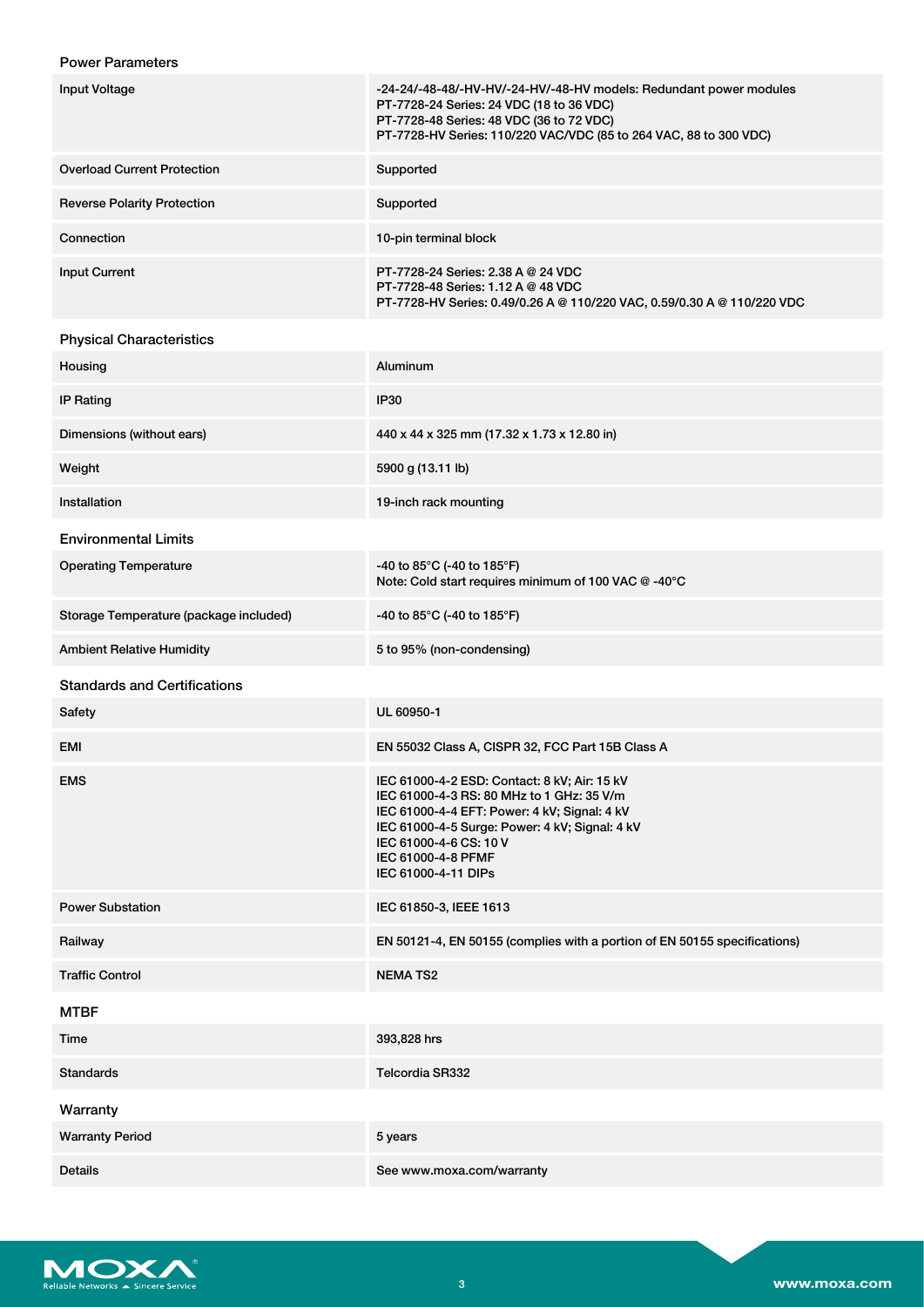## Power Parameters

| | |
|---|---|
| Input Voltage | -24-24/-48-48/-HV-HV/-24-HV/-48-HV models: Redundant power modules<br>PT-7728-24 Series: 24 VDC (18 to 36 VDC)<br>PT-7728-48 Series: 48 VDC (36 to 72 VDC)<br>PT-7728-HV Series: 110/220 VAC/VDC (85 to 264 VAC, 88 to 300 VDC) |
| Overload Current Protection | Supported |
| Reverse Polarity Protection | Supported |
| Connection | 10-pin terminal block |
| Input Current | PT-7728-24 Series: 2.38 A @ 24 VDC<br>PT-7728-48 Series: 1.12 A @ 48 VDC<br>PT-7728-HV Series: 0.49/0.26 A @ 110/220 VAC, 0.59/0.30 A @ 110/220 VDC |

## Physical Characteristics

| | |
|---|---|
| Housing | Aluminum |
| IP Rating | IP30 |
| Dimensions (without ears) | 440 x 44 x 325 mm (17.32 x 1.73 x 12.80 in) |
| Weight | 5900 g (13.11 lb) |
| Installation | 19-inch rack mounting |

## Environmental Limits

| | |
|---|---|
| Operating Temperature | -40 to 85°C (-40 to 185°F)<br>Note: Cold start requires minimum of 100 VAC @ -40°C |
| Storage Temperature (package included) | -40 to 85°C (-40 to 185°F) |
| Ambient Relative Humidity | 5 to 95% (non-condensing) |

## Standards and Certifications

| | |
|---|---|
| Safety | UL 60950-1 |
| EMI | EN 55032 Class A, CISPR 32, FCC Part 15B Class A |
| EMS | IEC 61000-4-2 ESD: Contact: 8 kV; Air: 15 kV<br>IEC 61000-4-3 RS: 80 MHz to 1 GHz: 35 V/m<br>IEC 61000-4-4 EFT: Power: 4 kV; Signal: 4 kV<br>IEC 61000-4-5 Surge: Power: 4 kV; Signal: 4 kV<br>IEC 61000-4-6 CS: 10 V<br>IEC 61000-4-8 PFMF<br>IEC 61000-4-11 DIPs |
| Power Substation | IEC 61850-3, IEEE 1613 |
| Railway | EN 50121-4, EN 50155 (complies with a portion of EN 50155 specifications) |
| Traffic Control | NEMA TS2 |

## MTBF

| | |
|---|---|
| Time | 393,828 hrs |
| Standards | Telcordia SR332 |

## Warranty

| | |
|---|---|
| Warranty Period | 5 years |
| Details | See www.moxa.com/warranty |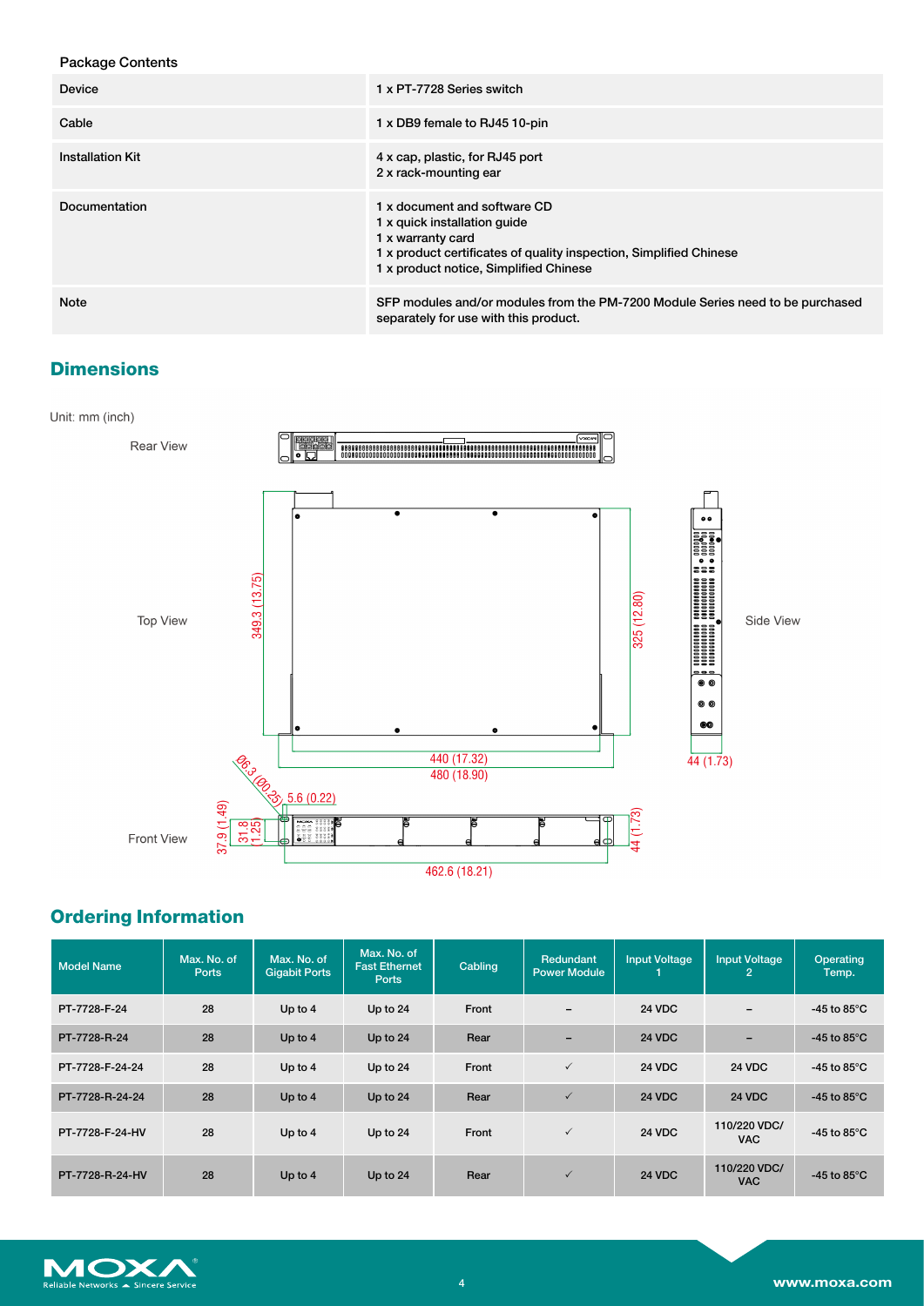Package Contents

| Device | 1 x PT-7728 Series switch |
|---|---|
| Cable | 1 x DB9 female to RJ45 10-pin |
| Installation Kit | 4 x cap, plastic, for RJ45 port<br>2 x rack-mounting ear |
| Documentation | 1 x document and software CD<br>1 x quick installation guide<br>1 x warranty card<br>1 x product certificates of quality inspection, Simplified Chinese<br>1 x product notice, Simplified Chinese |
| Note | SFP modules and/or modules from the PM-7200 Module Series need to be purchased separately for use with this product. |

## Dimensions

Unit: mm (inch)

Rear View

Top View

Side View

Front View

349.3 (13.75)

325 (12.80)

440 (17.32)

480 (18.90)

44 (1.73)

Ø6.3 (Ø0.25)

5.6 (0.22)

37.9 (1.49)

31.8 (1.25)

44 (1.73)

462.6 (18.21)

## Ordering Information

| Model Name | Max. No. of Ports | Max. No. of Gigabit Ports | Max. No. of Fast Ethernet Ports | Cabling | Redundant Power Module | Input Voltage 1 | Input Voltage 2 | Operating Temp. |
|---|---|---|---|---|---|---|---|---|
| PT-7728-F-24 | 28 | Up to 4 | Up to 24 | Front | – | 24 VDC | – | -45 to 85°C |
| PT-7728-R-24 | 28 | Up to 4 | Up to 24 | Rear | – | 24 VDC | – | -45 to 85°C |
| PT-7728-F-24-24 | 28 | Up to 4 | Up to 24 | Front | ✓ | 24 VDC | 24 VDC | -45 to 85°C |
| PT-7728-R-24-24 | 28 | Up to 4 | Up to 24 | Rear | ✓ | 24 VDC | 24 VDC | -45 to 85°C |
| PT-7728-F-24-HV | 28 | Up to 4 | Up to 24 | Front | ✓ | 24 VDC | 110/220 VDC/VAC | -45 to 85°C |
| PT-7728-R-24-HV | 28 | Up to 4 | Up to 24 | Rear | ✓ | 24 VDC | 110/220 VDC/VAC | -45 to 85°C |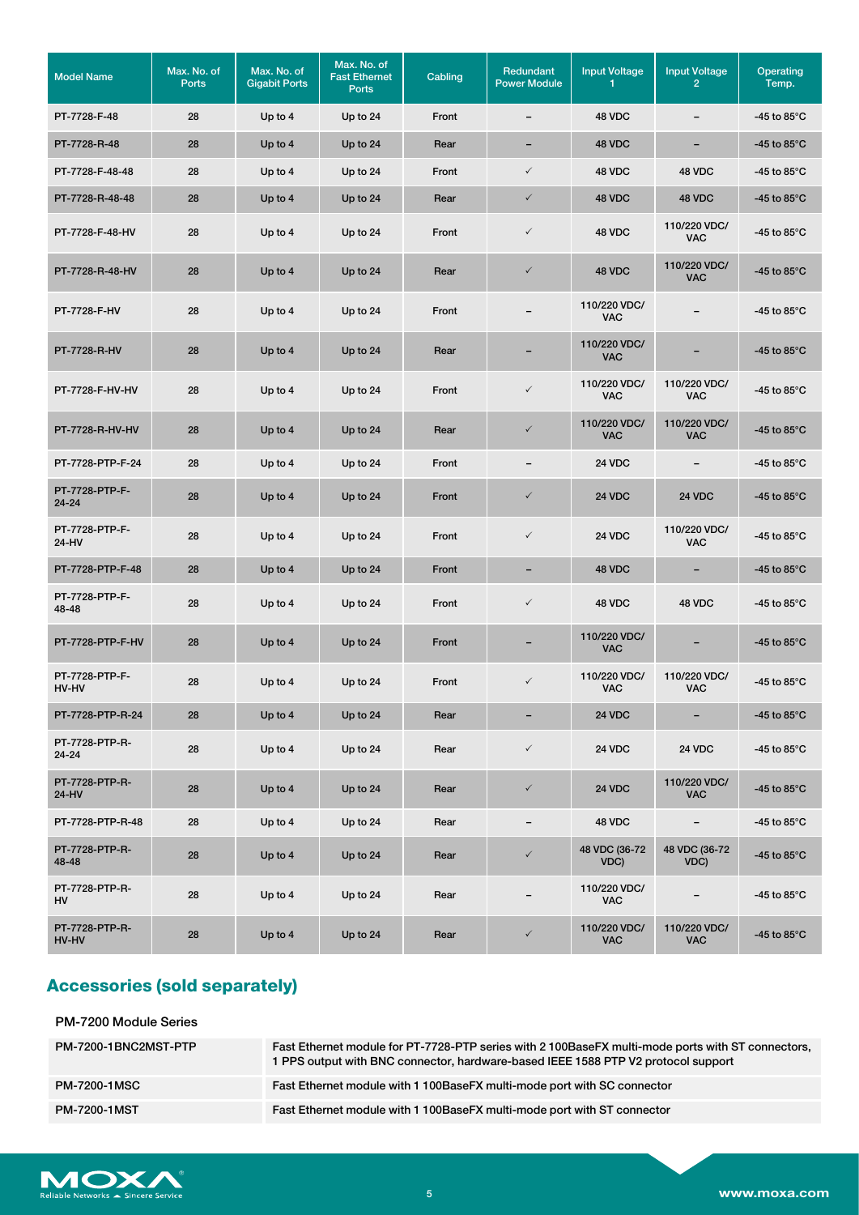| Model Name | Max. No. of Ports | Max. No. of Gigabit Ports | Max. No. of Fast Ethernet Ports | Cabling | Redundant Power Module | Input Voltage 1 | Input Voltage 2 | Operating Temp. |
|---|---|---|---|---|---|---|---|---|
| PT-7728-F-48 | 28 | Up to 4 | Up to 24 | Front | – | 48 VDC | – | -45 to 85°C |
| PT-7728-R-48 | 28 | Up to 4 | Up to 24 | Rear | – | 48 VDC | – | -45 to 85°C |
| PT-7728-F-48-48 | 28 | Up to 4 | Up to 24 | Front | ✓ | 48 VDC | 48 VDC | -45 to 85°C |
| PT-7728-R-48-48 | 28 | Up to 4 | Up to 24 | Rear | ✓ | 48 VDC | 48 VDC | -45 to 85°C |
| PT-7728-F-48-HV | 28 | Up to 4 | Up to 24 | Front | ✓ | 48 VDC | 110/220 VDC/VAC | -45 to 85°C |
| PT-7728-R-48-HV | 28 | Up to 4 | Up to 24 | Rear | ✓ | 48 VDC | 110/220 VDC/VAC | -45 to 85°C |
| PT-7728-F-HV | 28 | Up to 4 | Up to 24 | Front | – | 110/220 VDC/VAC | – | -45 to 85°C |
| PT-7728-R-HV | 28 | Up to 4 | Up to 24 | Rear | – | 110/220 VDC/VAC | – | -45 to 85°C |
| PT-7728-F-HV-HV | 28 | Up to 4 | Up to 24 | Front | ✓ | 110/220 VDC/VAC | 110/220 VDC/VAC | -45 to 85°C |
| PT-7728-R-HV-HV | 28 | Up to 4 | Up to 24 | Rear | ✓ | 110/220 VDC/VAC | 110/220 VDC/VAC | -45 to 85°C |
| PT-7728-PTP-F-24 | 28 | Up to 4 | Up to 24 | Front | – | 24 VDC | – | -45 to 85°C |
| PT-7728-PTP-F-24-24 | 28 | Up to 4 | Up to 24 | Front | ✓ | 24 VDC | 24 VDC | -45 to 85°C |
| PT-7728-PTP-F-24-HV | 28 | Up to 4 | Up to 24 | Front | ✓ | 24 VDC | 110/220 VDC/VAC | -45 to 85°C |
| PT-7728-PTP-F-48 | 28 | Up to 4 | Up to 24 | Front | – | 48 VDC | – | -45 to 85°C |
| PT-7728-PTP-F-48-48 | 28 | Up to 4 | Up to 24 | Front | ✓ | 48 VDC | 48 VDC | -45 to 85°C |
| PT-7728-PTP-F-HV | 28 | Up to 4 | Up to 24 | Front | – | 110/220 VDC/VAC | – | -45 to 85°C |
| PT-7728-PTP-F-HV-HV | 28 | Up to 4 | Up to 24 | Front | ✓ | 110/220 VDC/VAC | 110/220 VDC/VAC | -45 to 85°C |
| PT-7728-PTP-R-24 | 28 | Up to 4 | Up to 24 | Rear | – | 24 VDC | – | -45 to 85°C |
| PT-7728-PTP-R-24-24 | 28 | Up to 4 | Up to 24 | Rear | ✓ | 24 VDC | 24 VDC | -45 to 85°C |
| PT-7728-PTP-R-24-HV | 28 | Up to 4 | Up to 24 | Rear | ✓ | 24 VDC | 110/220 VDC/VAC | -45 to 85°C |
| PT-7728-PTP-R-48 | 28 | Up to 4 | Up to 24 | Rear | – | 48 VDC | – | -45 to 85°C |
| PT-7728-PTP-R-48-48 | 28 | Up to 4 | Up to 24 | Rear | ✓ | 48 VDC (36-72 VDC) | 48 VDC (36-72 VDC) | -45 to 85°C |
| PT-7728-PTP-R-HV | 28 | Up to 4 | Up to 24 | Rear | – | 110/220 VDC/VAC | – | -45 to 85°C |
| PT-7728-PTP-R-HV-HV | 28 | Up to 4 | Up to 24 | Rear | ✓ | 110/220 VDC/VAC | 110/220 VDC/VAC | -45 to 85°C |

## Accessories (sold separately)

PM-7200 Module Series

| | |
|---|---|
| PM-7200-1BNC2MST-PTP | Fast Ethernet module for PT-7728-PTP series with 2 100BaseFX multi-mode ports with ST connectors, 1 PPS output with BNC connector, hardware-based IEEE 1588 PTP V2 protocol support |
| PM-7200-1MSC | Fast Ethernet module with 1 100BaseFX multi-mode port with SC connector |
| PM-7200-1MST | Fast Ethernet module with 1 100BaseFX multi-mode port with ST connector |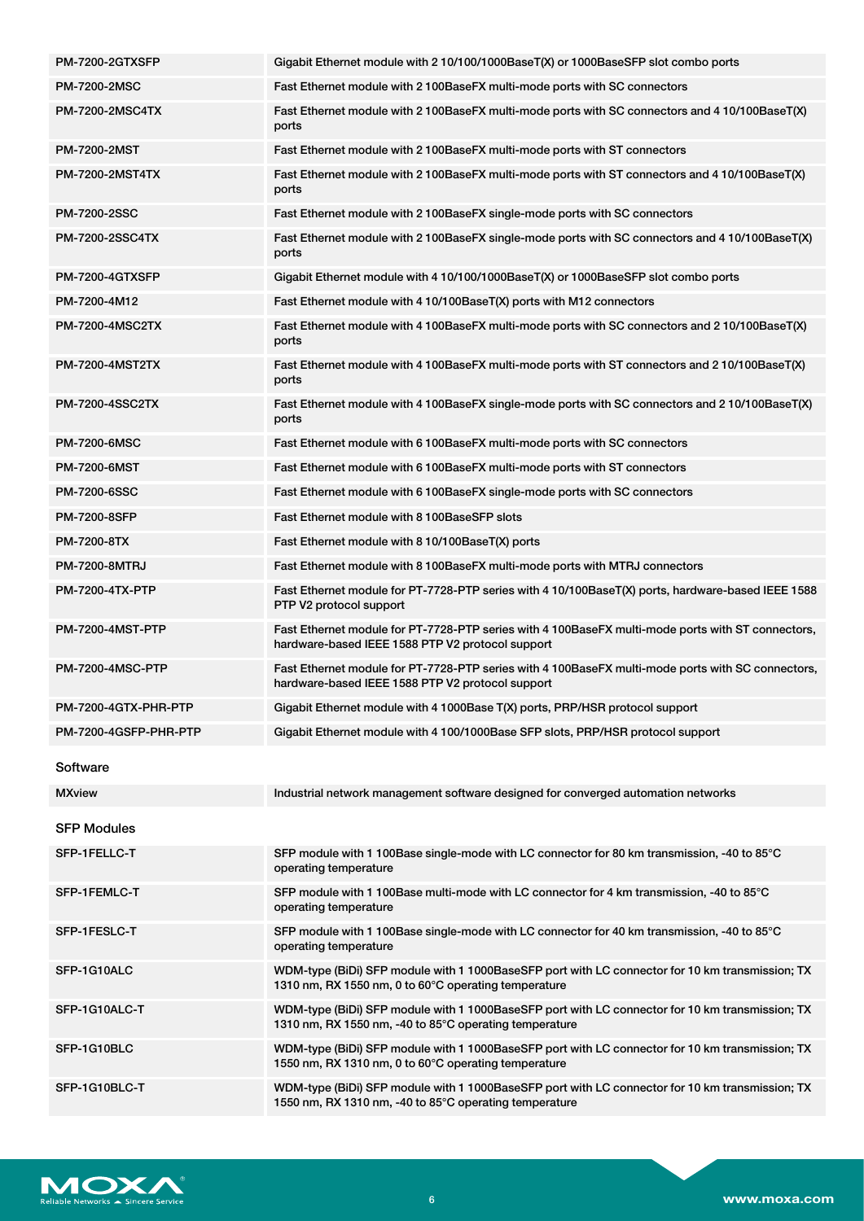| | |
|---|---|
| PM-7200-2GTXSFP | Gigabit Ethernet module with 2 10/100/1000BaseT(X) or 1000BaseSFP slot combo ports |
| PM-7200-2MSC | Fast Ethernet module with 2 100BaseFX multi-mode ports with SC connectors |
| PM-7200-2MSC4TX | Fast Ethernet module with 2 100BaseFX multi-mode ports with SC connectors and 4 10/100BaseT(X) ports |
| PM-7200-2MST | Fast Ethernet module with 2 100BaseFX multi-mode ports with ST connectors |
| PM-7200-2MST4TX | Fast Ethernet module with 2 100BaseFX multi-mode ports with ST connectors and 4 10/100BaseT(X) ports |
| PM-7200-2SSC | Fast Ethernet module with 2 100BaseFX single-mode ports with SC connectors |
| PM-7200-2SSC4TX | Fast Ethernet module with 2 100BaseFX single-mode ports with SC connectors and 4 10/100BaseT(X) ports |
| PM-7200-4GTXSFP | Gigabit Ethernet module with 4 10/100/1000BaseT(X) or 1000BaseSFP slot combo ports |
| PM-7200-4M12 | Fast Ethernet module with 4 10/100BaseT(X) ports with M12 connectors |
| PM-7200-4MSC2TX | Fast Ethernet module with 4 100BaseFX multi-mode ports with SC connectors and 2 10/100BaseT(X) ports |
| PM-7200-4MST2TX | Fast Ethernet module with 4 100BaseFX multi-mode ports with ST connectors and 2 10/100BaseT(X) ports |
| PM-7200-4SSC2TX | Fast Ethernet module with 4 100BaseFX single-mode ports with SC connectors and 2 10/100BaseT(X) ports |
| PM-7200-6MSC | Fast Ethernet module with 6 100BaseFX multi-mode ports with SC connectors |
| PM-7200-6MST | Fast Ethernet module with 6 100BaseFX multi-mode ports with ST connectors |
| PM-7200-6SSC | Fast Ethernet module with 6 100BaseFX single-mode ports with SC connectors |
| PM-7200-8SFP | Fast Ethernet module with 8 100BaseSFP slots |
| PM-7200-8TX | Fast Ethernet module with 8 10/100BaseT(X) ports |
| PM-7200-8MTRJ | Fast Ethernet module with 8 100BaseFX multi-mode ports with MTRJ connectors |
| PM-7200-4TX-PTP | Fast Ethernet module for PT-7728-PTP series with 4 10/100BaseT(X) ports, hardware-based IEEE 1588 PTP V2 protocol support |
| PM-7200-4MST-PTP | Fast Ethernet module for PT-7728-PTP series with 4 100BaseFX multi-mode ports with ST connectors, hardware-based IEEE 1588 PTP V2 protocol support |
| PM-7200-4MSC-PTP | Fast Ethernet module for PT-7728-PTP series with 4 100BaseFX multi-mode ports with SC connectors, hardware-based IEEE 1588 PTP V2 protocol support |
| PM-7200-4GTX-PHR-PTP | Gigabit Ethernet module with 4 1000Base T(X) ports, PRP/HSR protocol support |
| PM-7200-4GSFP-PHR-PTP | Gigabit Ethernet module with 4 100/1000Base SFP slots, PRP/HSR protocol support |

### Software

| | |
|---|---|
| MXview | Industrial network management software designed for converged automation networks |

### SFP Modules

| | |
|---|---|
| SFP-1FELLC-T | SFP module with 1 100Base single-mode with LC connector for 80 km transmission, -40 to 85°C operating temperature |
| SFP-1FEMLC-T | SFP module with 1 100Base multi-mode with LC connector for 4 km transmission, -40 to 85°C operating temperature |
| SFP-1FESLC-T | SFP module with 1 100Base single-mode with LC connector for 40 km transmission, -40 to 85°C operating temperature |
| SFP-1G10ALC | WDM-type (BiDi) SFP module with 1 1000BaseSFP port with LC connector for 10 km transmission; TX 1310 nm, RX 1550 nm, 0 to 60°C operating temperature |
| SFP-1G10ALC-T | WDM-type (BiDi) SFP module with 1 1000BaseSFP port with LC connector for 10 km transmission; TX 1310 nm, RX 1550 nm, -40 to 85°C operating temperature |
| SFP-1G10BLC | WDM-type (BiDi) SFP module with 1 1000BaseSFP port with LC connector for 10 km transmission; TX 1550 nm, RX 1310 nm, 0 to 60°C operating temperature |
| SFP-1G10BLC-T | WDM-type (BiDi) SFP module with 1 1000BaseSFP port with LC connector for 10 km transmission; TX 1550 nm, RX 1310 nm, -40 to 85°C operating temperature |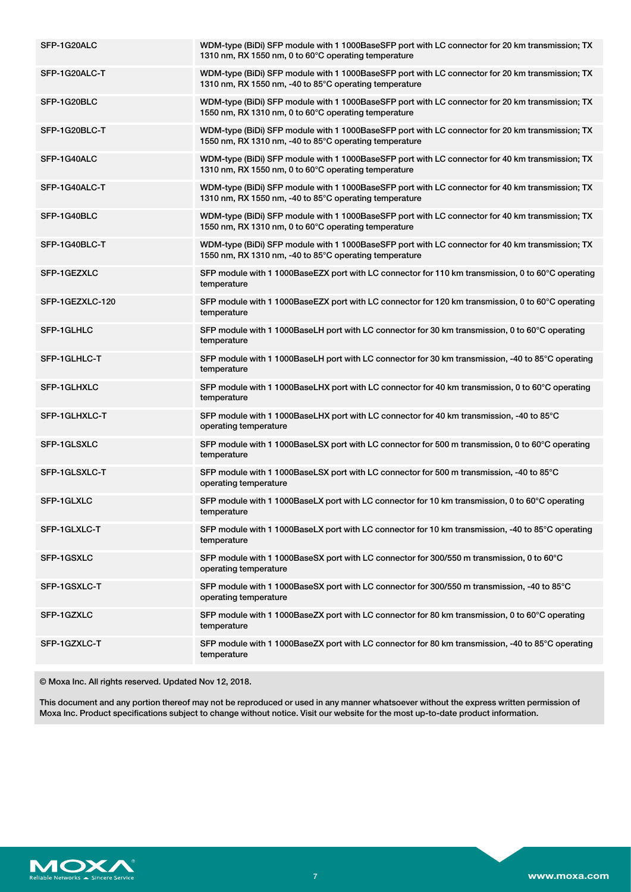| | |
|---|---|
| SFP-1G20ALC | WDM-type (BiDi) SFP module with 1 1000BaseSFP port with LC connector for 20 km transmission; TX 1310 nm, RX 1550 nm, 0 to 60°C operating temperature |
| SFP-1G20ALC-T | WDM-type (BiDi) SFP module with 1 1000BaseSFP port with LC connector for 20 km transmission; TX 1310 nm, RX 1550 nm, -40 to 85°C operating temperature |
| SFP-1G20BLC | WDM-type (BiDi) SFP module with 1 1000BaseSFP port with LC connector for 20 km transmission; TX 1550 nm, RX 1310 nm, 0 to 60°C operating temperature |
| SFP-1G20BLC-T | WDM-type (BiDi) SFP module with 1 1000BaseSFP port with LC connector for 20 km transmission; TX 1550 nm, RX 1310 nm, -40 to 85°C operating temperature |
| SFP-1G40ALC | WDM-type (BiDi) SFP module with 1 1000BaseSFP port with LC connector for 40 km transmission; TX 1310 nm, RX 1550 nm, 0 to 60°C operating temperature |
| SFP-1G40ALC-T | WDM-type (BiDi) SFP module with 1 1000BaseSFP port with LC connector for 40 km transmission; TX 1310 nm, RX 1550 nm, -40 to 85°C operating temperature |
| SFP-1G40BLC | WDM-type (BiDi) SFP module with 1 1000BaseSFP port with LC connector for 40 km transmission; TX 1550 nm, RX 1310 nm, 0 to 60°C operating temperature |
| SFP-1G40BLC-T | WDM-type (BiDi) SFP module with 1 1000BaseSFP port with LC connector for 40 km transmission; TX 1550 nm, RX 1310 nm, -40 to 85°C operating temperature |
| SFP-1GEZXLC | SFP module with 1 1000BaseEZX port with LC connector for 110 km transmission, 0 to 60°C operating temperature |
| SFP-1GEZXLC-120 | SFP module with 1 1000BaseEZX port with LC connector for 120 km transmission, 0 to 60°C operating temperature |
| SFP-1GLHLC | SFP module with 1 1000BaseLH port with LC connector for 30 km transmission, 0 to 60°C operating temperature |
| SFP-1GLHLC-T | SFP module with 1 1000BaseLH port with LC connector for 30 km transmission, -40 to 85°C operating temperature |
| SFP-1GLHXLC | SFP module with 1 1000BaseLHX port with LC connector for 40 km transmission, 0 to 60°C operating temperature |
| SFP-1GLHXLC-T | SFP module with 1 1000BaseLHX port with LC connector for 40 km transmission, -40 to 85°C operating temperature |
| SFP-1GLSXLC | SFP module with 1 1000BaseLSX port with LC connector for 500 m transmission, 0 to 60°C operating temperature |
| SFP-1GLSXLC-T | SFP module with 1 1000BaseLSX port with LC connector for 500 m transmission, -40 to 85°C operating temperature |
| SFP-1GLXLC | SFP module with 1 1000BaseLX port with LC connector for 10 km transmission, 0 to 60°C operating temperature |
| SFP-1GLXLC-T | SFP module with 1 1000BaseLX port with LC connector for 10 km transmission, -40 to 85°C operating temperature |
| SFP-1GSXLC | SFP module with 1 1000BaseSX port with LC connector for 300/550 m transmission, 0 to 60°C operating temperature |
| SFP-1GSXLC-T | SFP module with 1 1000BaseSX port with LC connector for 300/550 m transmission, -40 to 85°C operating temperature |
| SFP-1GZXLC | SFP module with 1 1000BaseZX port with LC connector for 80 km transmission, 0 to 60°C operating temperature |
| SFP-1GZXLC-T | SFP module with 1 1000BaseZX port with LC connector for 80 km transmission, -40 to 85°C operating temperature |

© Moxa Inc. All rights reserved. Updated Nov 12, 2018.

This document and any portion thereof may not be reproduced or used in any manner whatsoever without the express written permission of Moxa Inc. Product specifications subject to change without notice. Visit our website for the most up-to-date product information.